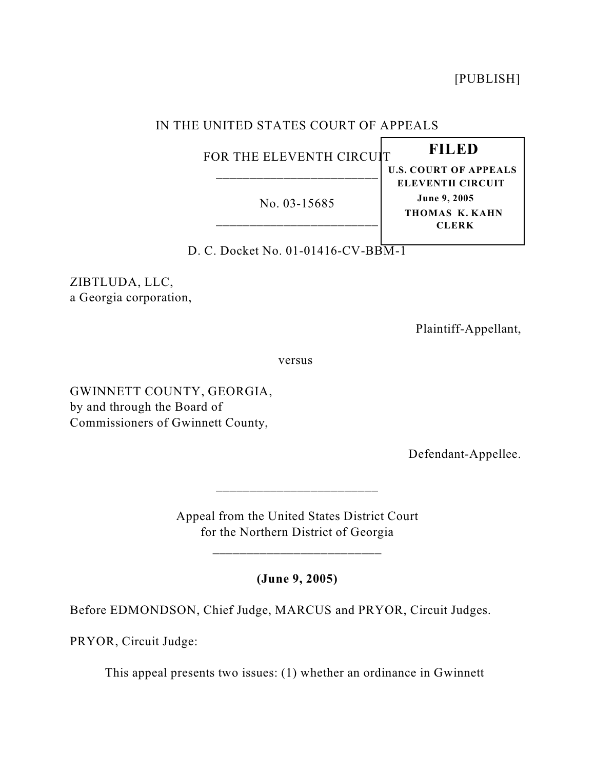[PUBLISH]

IN THE UNITED STATES COURT OF APPEALS

FOR THE ELEVENTH CIRCUIT

No. 03-15685

**FILED**
**U.S. COURT OF APPEALS**
**ELEVENTH CIRCUIT**
**June 9, 2005**
**THOMAS K. KAHN**
**CLERK**

D. C. Docket No. 01-01416-CV-BBM-1

ZIBTLUDA, LLC,
a Georgia corporation,

Plaintiff-Appellant,

versus

GWINNETT COUNTY, GEORGIA,
by and through the Board of
Commissioners of Gwinnett County,

Defendant-Appellee.

Appeal from the United States District Court
for the Northern District of Georgia

**(June 9, 2005)**

Before EDMONDSON, Chief Judge, MARCUS and PRYOR, Circuit Judges.

PRYOR, Circuit Judge:

This appeal presents two issues: (1) whether an ordinance in Gwinnett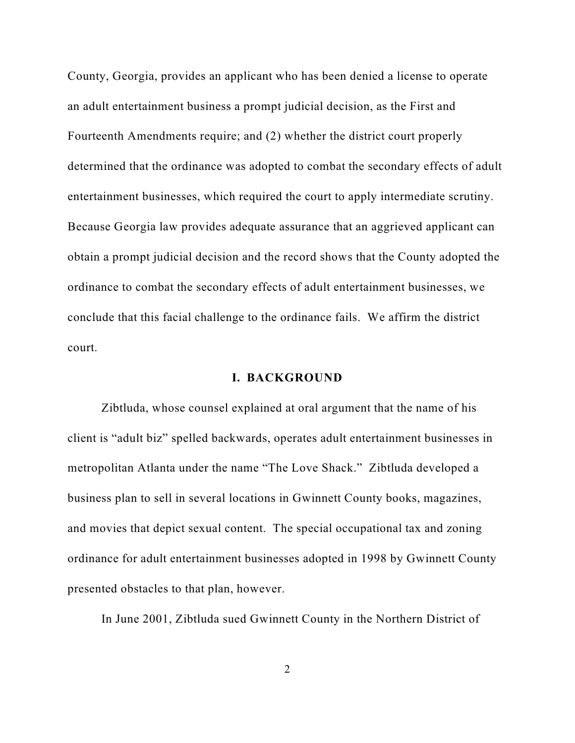County, Georgia, provides an applicant who has been denied a license to operate an adult entertainment business a prompt judicial decision, as the First and Fourteenth Amendments require; and (2) whether the district court properly determined that the ordinance was adopted to combat the secondary effects of adult entertainment businesses, which required the court to apply intermediate scrutiny. Because Georgia law provides adequate assurance that an aggrieved applicant can obtain a prompt judicial decision and the record shows that the County adopted the ordinance to combat the secondary effects of adult entertainment businesses, we conclude that this facial challenge to the ordinance fails. We affirm the district court.

## I. BACKGROUND

Zibtluda, whose counsel explained at oral argument that the name of his client is "adult biz" spelled backwards, operates adult entertainment businesses in metropolitan Atlanta under the name "The Love Shack." Zibtluda developed a business plan to sell in several locations in Gwinnett County books, magazines, and movies that depict sexual content. The special occupational tax and zoning ordinance for adult entertainment businesses adopted in 1998 by Gwinnett County presented obstacles to that plan, however.

In June 2001, Zibtluda sued Gwinnett County in the Northern District of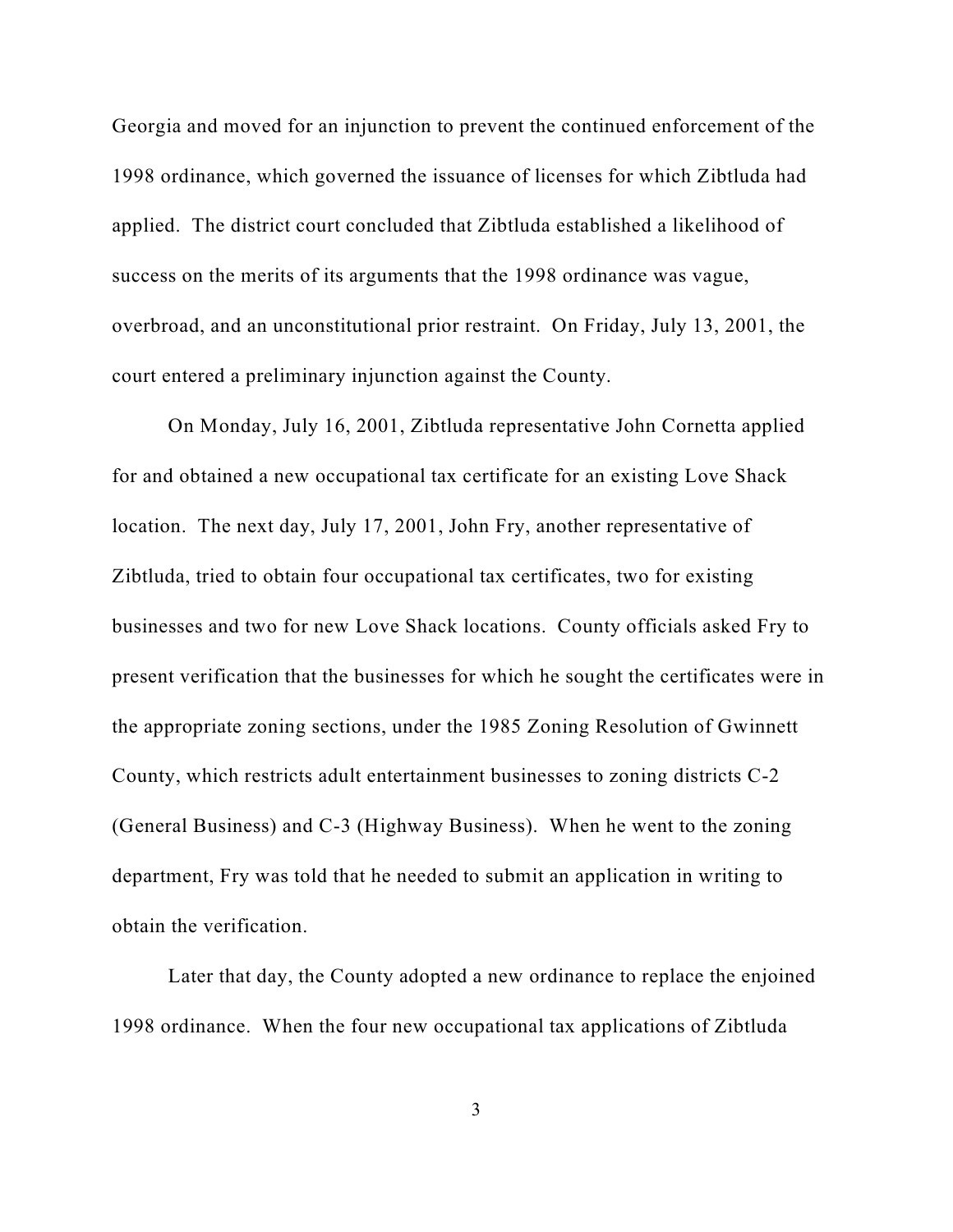Georgia and moved for an injunction to prevent the continued enforcement of the 1998 ordinance, which governed the issuance of licenses for which Zibtluda had applied. The district court concluded that Zibtluda established a likelihood of success on the merits of its arguments that the 1998 ordinance was vague, overbroad, and an unconstitutional prior restraint. On Friday, July 13, 2001, the court entered a preliminary injunction against the County.

On Monday, July 16, 2001, Zibtluda representative John Cornetta applied for and obtained a new occupational tax certificate for an existing Love Shack location. The next day, July 17, 2001, John Fry, another representative of Zibtluda, tried to obtain four occupational tax certificates, two for existing businesses and two for new Love Shack locations. County officials asked Fry to present verification that the businesses for which he sought the certificates were in the appropriate zoning sections, under the 1985 Zoning Resolution of Gwinnett County, which restricts adult entertainment businesses to zoning districts C-2 (General Business) and C-3 (Highway Business). When he went to the zoning department, Fry was told that he needed to submit an application in writing to obtain the verification.

Later that day, the County adopted a new ordinance to replace the enjoined 1998 ordinance. When the four new occupational tax applications of Zibtluda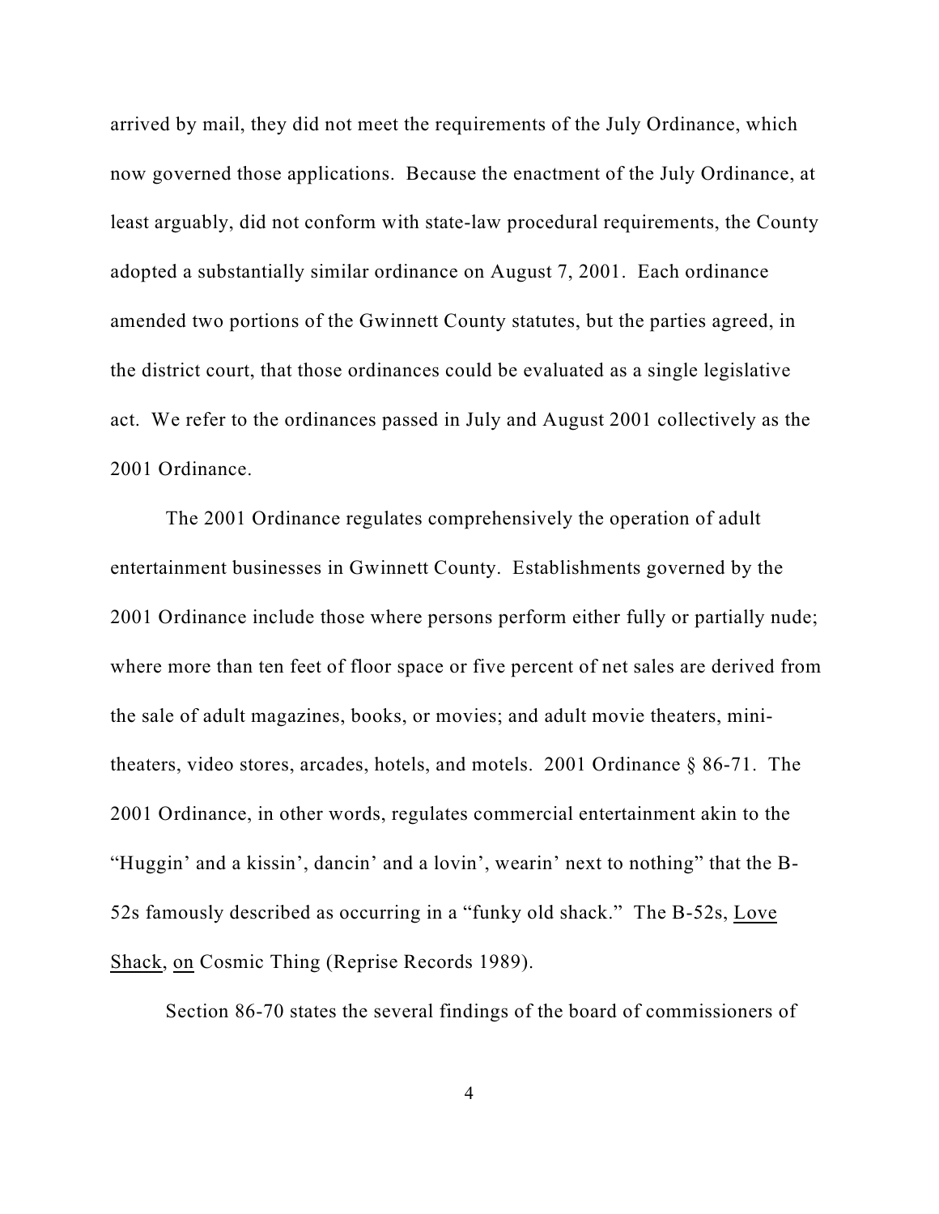arrived by mail, they did not meet the requirements of the July Ordinance, which now governed those applications. Because the enactment of the July Ordinance, at least arguably, did not conform with state-law procedural requirements, the County adopted a substantially similar ordinance on August 7, 2001. Each ordinance amended two portions of the Gwinnett County statutes, but the parties agreed, in the district court, that those ordinances could be evaluated as a single legislative act. We refer to the ordinances passed in July and August 2001 collectively as the 2001 Ordinance.

The 2001 Ordinance regulates comprehensively the operation of adult entertainment businesses in Gwinnett County. Establishments governed by the 2001 Ordinance include those where persons perform either fully or partially nude; where more than ten feet of floor space or five percent of net sales are derived from the sale of adult magazines, books, or movies; and adult movie theaters, mini-theaters, video stores, arcades, hotels, and motels. 2001 Ordinance § 86-71. The 2001 Ordinance, in other words, regulates commercial entertainment akin to the "Huggin' and a kissin', dancin' and a lovin', wearin' next to nothing" that the B-52s famously described as occurring in a "funky old shack." The B-52s, Love Shack, on Cosmic Thing (Reprise Records 1989).

Section 86-70 states the several findings of the board of commissioners of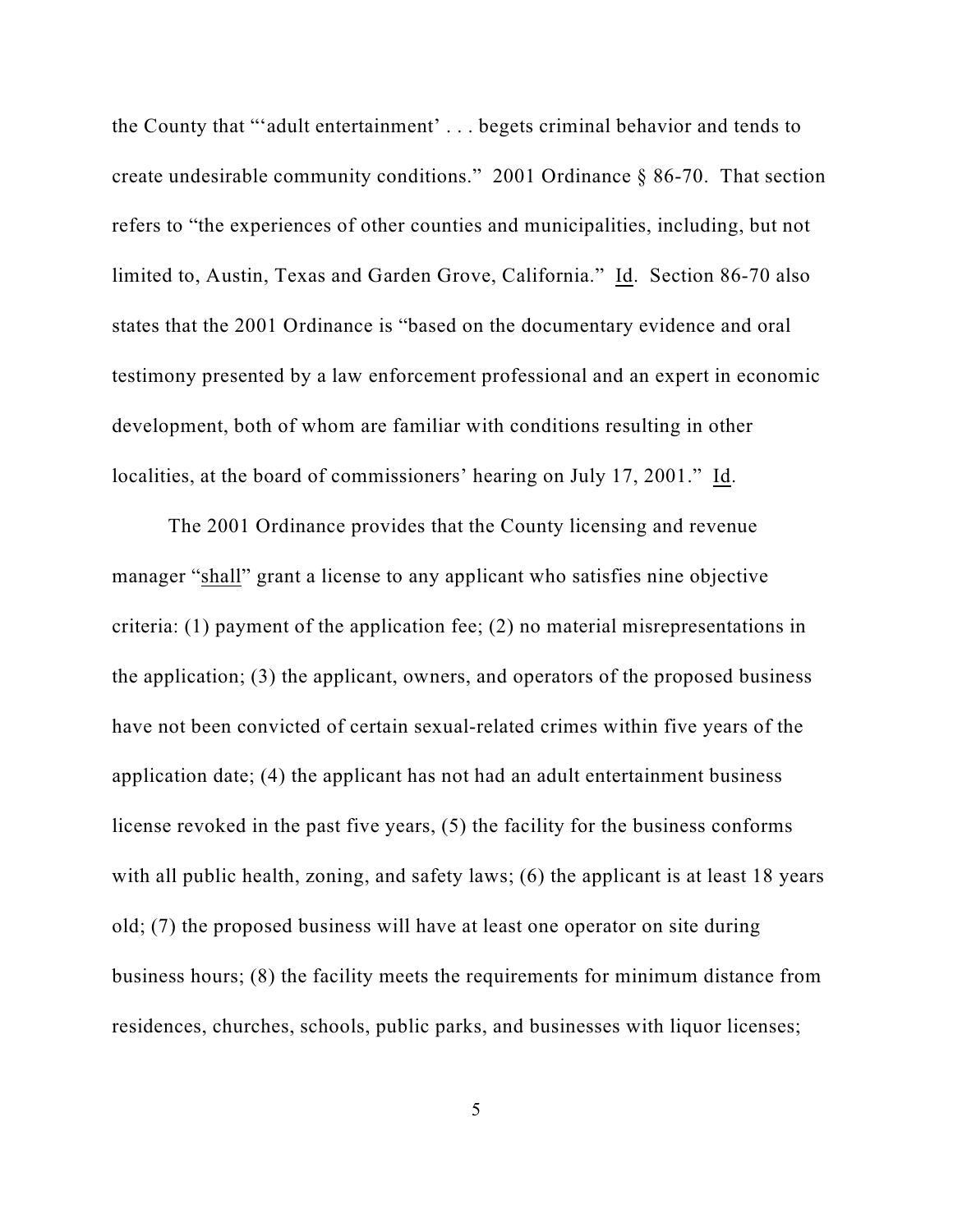the County that "'adult entertainment' . . . begets criminal behavior and tends to create undesirable community conditions." 2001 Ordinance § 86-70. That section refers to "the experiences of other counties and municipalities, including, but not limited to, Austin, Texas and Garden Grove, California." Id. Section 86-70 also states that the 2001 Ordinance is "based on the documentary evidence and oral testimony presented by a law enforcement professional and an expert in economic development, both of whom are familiar with conditions resulting in other localities, at the board of commissioners' hearing on July 17, 2001." Id.

The 2001 Ordinance provides that the County licensing and revenue manager "shall" grant a license to any applicant who satisfies nine objective criteria: (1) payment of the application fee; (2) no material misrepresentations in the application; (3) the applicant, owners, and operators of the proposed business have not been convicted of certain sexual-related crimes within five years of the application date; (4) the applicant has not had an adult entertainment business license revoked in the past five years, (5) the facility for the business conforms with all public health, zoning, and safety laws; (6) the applicant is at least 18 years old; (7) the proposed business will have at least one operator on site during business hours; (8) the facility meets the requirements for minimum distance from residences, churches, schools, public parks, and businesses with liquor licenses;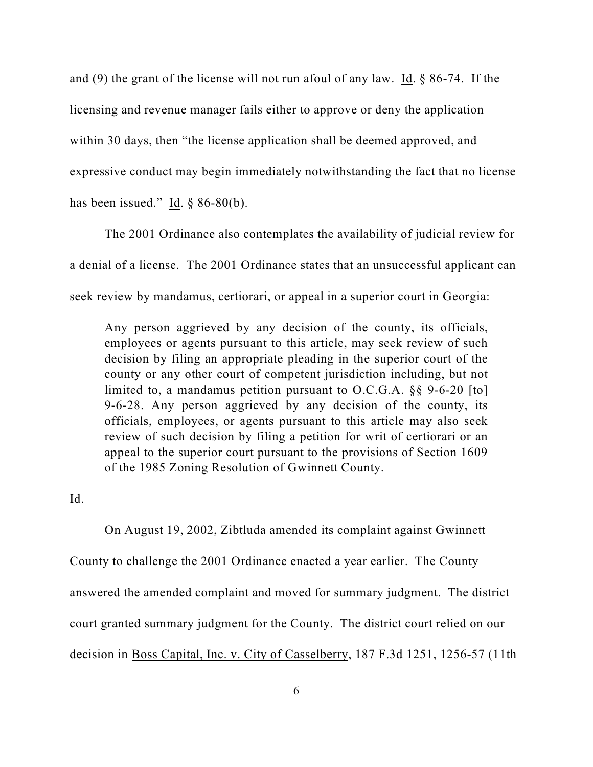and (9) the grant of the license will not run afoul of any law. Id. § 86-74. If the licensing and revenue manager fails either to approve or deny the application within 30 days, then "the license application shall be deemed approved, and expressive conduct may begin immediately notwithstanding the fact that no license has been issued." Id. § 86-80(b).

The 2001 Ordinance also contemplates the availability of judicial review for a denial of a license. The 2001 Ordinance states that an unsuccessful applicant can seek review by mandamus, certiorari, or appeal in a superior court in Georgia:

> Any person aggrieved by any decision of the county, its officials, employees or agents pursuant to this article, may seek review of such decision by filing an appropriate pleading in the superior court of the county or any other court of competent jurisdiction including, but not limited to, a mandamus petition pursuant to O.C.G.A. §§ 9-6-20 [to] 9-6-28. Any person aggrieved by any decision of the county, its officials, employees, or agents pursuant to this article may also seek review of such decision by filing a petition for writ of certiorari or an appeal to the superior court pursuant to the provisions of Section 1609 of the 1985 Zoning Resolution of Gwinnett County.

Id.

On August 19, 2002, Zibtluda amended its complaint against Gwinnett County to challenge the 2001 Ordinance enacted a year earlier. The County answered the amended complaint and moved for summary judgment. The district court granted summary judgment for the County. The district court relied on our decision in Boss Capital, Inc. v. City of Casselberry, 187 F.3d 1251, 1256-57 (11th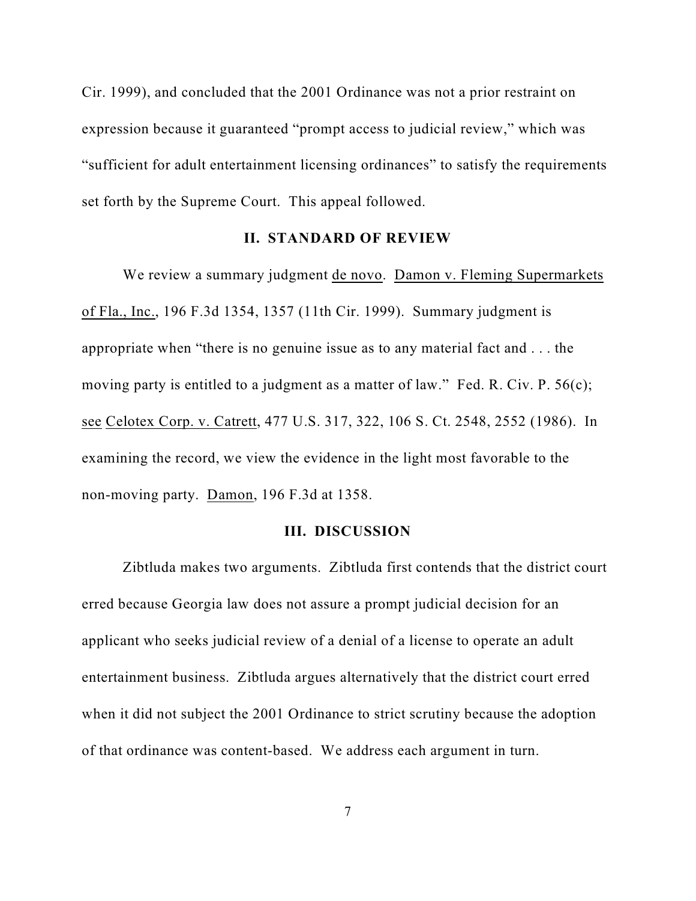Cir. 1999), and concluded that the 2001 Ordinance was not a prior restraint on expression because it guaranteed "prompt access to judicial review," which was "sufficient for adult entertainment licensing ordinances" to satisfy the requirements set forth by the Supreme Court. This appeal followed.

## II. STANDARD OF REVIEW

We review a summary judgment de novo. Damon v. Fleming Supermarkets of Fla., Inc., 196 F.3d 1354, 1357 (11th Cir. 1999). Summary judgment is appropriate when "there is no genuine issue as to any material fact and . . . the moving party is entitled to a judgment as a matter of law." Fed. R. Civ. P. 56(c); see Celotex Corp. v. Catrett, 477 U.S. 317, 322, 106 S. Ct. 2548, 2552 (1986). In examining the record, we view the evidence in the light most favorable to the non-moving party. Damon, 196 F.3d at 1358.

## III. DISCUSSION

Zibtluda makes two arguments. Zibtluda first contends that the district court erred because Georgia law does not assure a prompt judicial decision for an applicant who seeks judicial review of a denial of a license to operate an adult entertainment business. Zibtluda argues alternatively that the district court erred when it did not subject the 2001 Ordinance to strict scrutiny because the adoption of that ordinance was content-based. We address each argument in turn.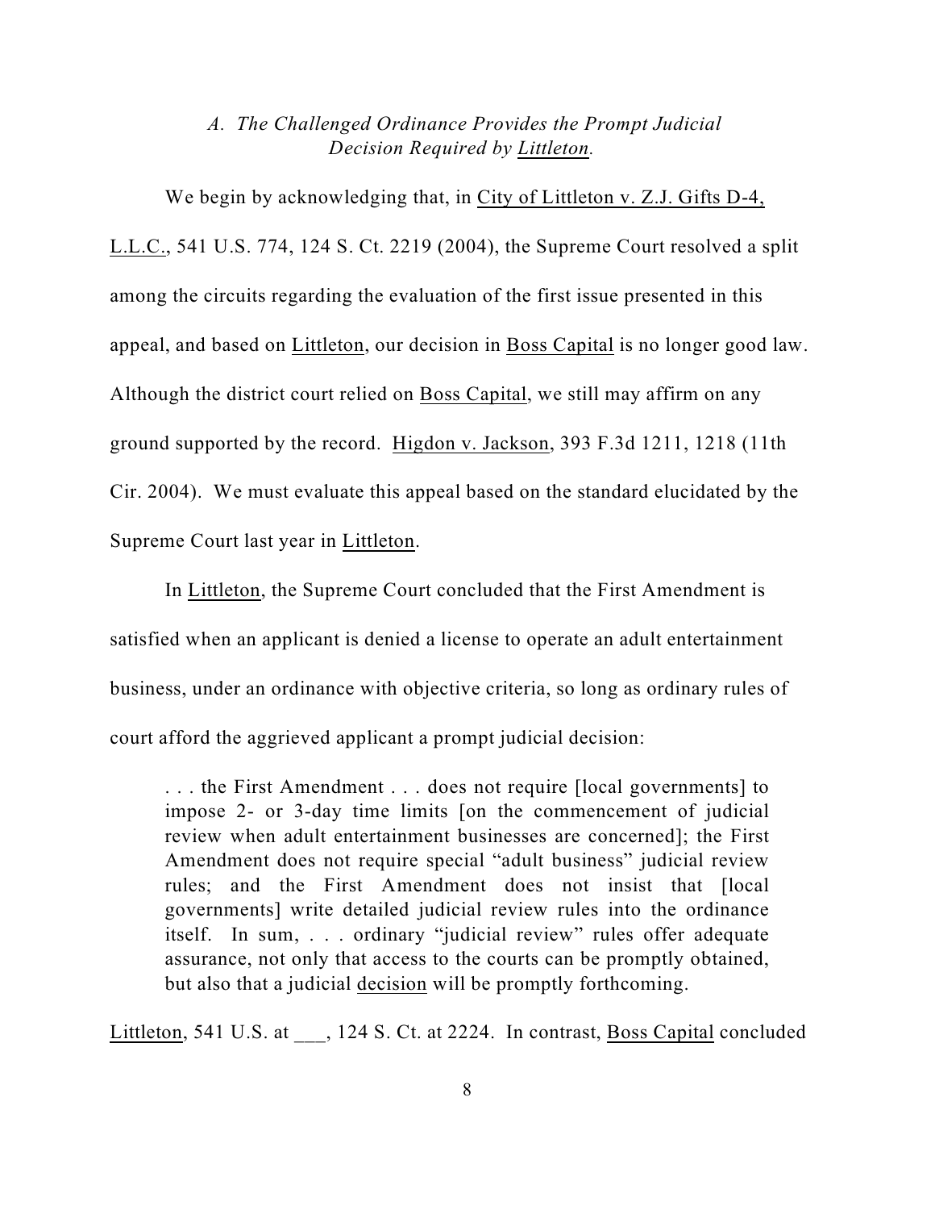### *A. The Challenged Ordinance Provides the Prompt Judicial Decision Required by Littleton.*

We begin by acknowledging that, in City of Littleton v. Z.J. Gifts D-4, L.L.C., 541 U.S. 774, 124 S. Ct. 2219 (2004), the Supreme Court resolved a split among the circuits regarding the evaluation of the first issue presented in this appeal, and based on Littleton, our decision in Boss Capital is no longer good law. Although the district court relied on Boss Capital, we still may affirm on any ground supported by the record. Higdon v. Jackson, 393 F.3d 1211, 1218 (11th Cir. 2004). We must evaluate this appeal based on the standard elucidated by the Supreme Court last year in Littleton.

In Littleton, the Supreme Court concluded that the First Amendment is satisfied when an applicant is denied a license to operate an adult entertainment business, under an ordinance with objective criteria, so long as ordinary rules of court afford the aggrieved applicant a prompt judicial decision:

> . . . the First Amendment . . . does not require [local governments] to impose 2- or 3-day time limits [on the commencement of judicial review when adult entertainment businesses are concerned]; the First Amendment does not require special "adult business" judicial review rules; and the First Amendment does not insist that [local governments] write detailed judicial review rules into the ordinance itself. In sum, . . . ordinary "judicial review" rules offer adequate assurance, not only that access to the courts can be promptly obtained, but also that a judicial decision will be promptly forthcoming.

Littleton, 541 U.S. at ___, 124 S. Ct. at 2224. In contrast, Boss Capital concluded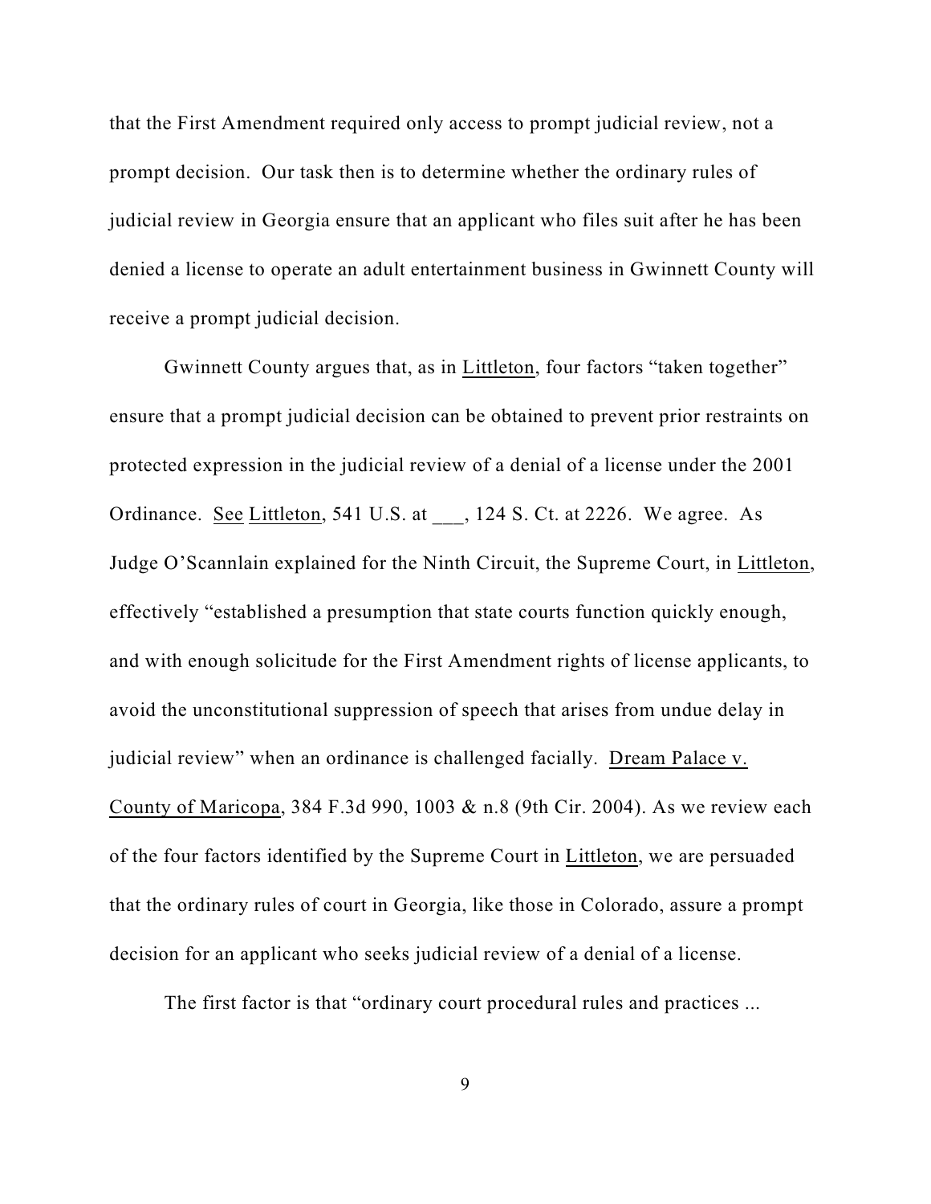that the First Amendment required only access to prompt judicial review, not a prompt decision. Our task then is to determine whether the ordinary rules of judicial review in Georgia ensure that an applicant who files suit after he has been denied a license to operate an adult entertainment business in Gwinnett County will receive a prompt judicial decision.

Gwinnett County argues that, as in Littleton, four factors "taken together" ensure that a prompt judicial decision can be obtained to prevent prior restraints on protected expression in the judicial review of a denial of a license under the 2001 Ordinance. See Littleton, 541 U.S. at ___, 124 S. Ct. at 2226. We agree. As Judge O'Scannlain explained for the Ninth Circuit, the Supreme Court, in Littleton, effectively "established a presumption that state courts function quickly enough, and with enough solicitude for the First Amendment rights of license applicants, to avoid the unconstitutional suppression of speech that arises from undue delay in judicial review" when an ordinance is challenged facially. Dream Palace v. County of Maricopa, 384 F.3d 990, 1003 & n.8 (9th Cir. 2004). As we review each of the four factors identified by the Supreme Court in Littleton, we are persuaded that the ordinary rules of court in Georgia, like those in Colorado, assure a prompt decision for an applicant who seeks judicial review of a denial of a license.

The first factor is that "ordinary court procedural rules and practices ...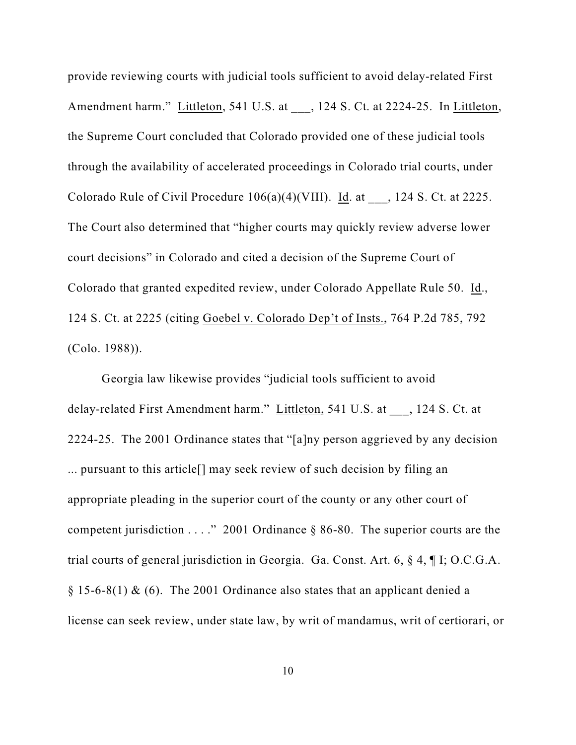provide reviewing courts with judicial tools sufficient to avoid delay-related First Amendment harm." Littleton, 541 U.S. at ___, 124 S. Ct. at 2224-25. In Littleton, the Supreme Court concluded that Colorado provided one of these judicial tools through the availability of accelerated proceedings in Colorado trial courts, under Colorado Rule of Civil Procedure 106(a)(4)(VIII). Id. at ___, 124 S. Ct. at 2225. The Court also determined that "higher courts may quickly review adverse lower court decisions" in Colorado and cited a decision of the Supreme Court of Colorado that granted expedited review, under Colorado Appellate Rule 50. Id., 124 S. Ct. at 2225 (citing Goebel v. Colorado Dep't of Insts., 764 P.2d 785, 792 (Colo. 1988)).

Georgia law likewise provides "judicial tools sufficient to avoid delay-related First Amendment harm." Littleton, 541 U.S. at ___, 124 S. Ct. at 2224-25. The 2001 Ordinance states that "[a]ny person aggrieved by any decision ... pursuant to this article[] may seek review of such decision by filing an appropriate pleading in the superior court of the county or any other court of competent jurisdiction . . . ." 2001 Ordinance § 86-80. The superior courts are the trial courts of general jurisdiction in Georgia. Ga. Const. Art. 6, § 4, ¶ I; O.C.G.A. § 15-6-8(1) & (6). The 2001 Ordinance also states that an applicant denied a license can seek review, under state law, by writ of mandamus, writ of certiorari, or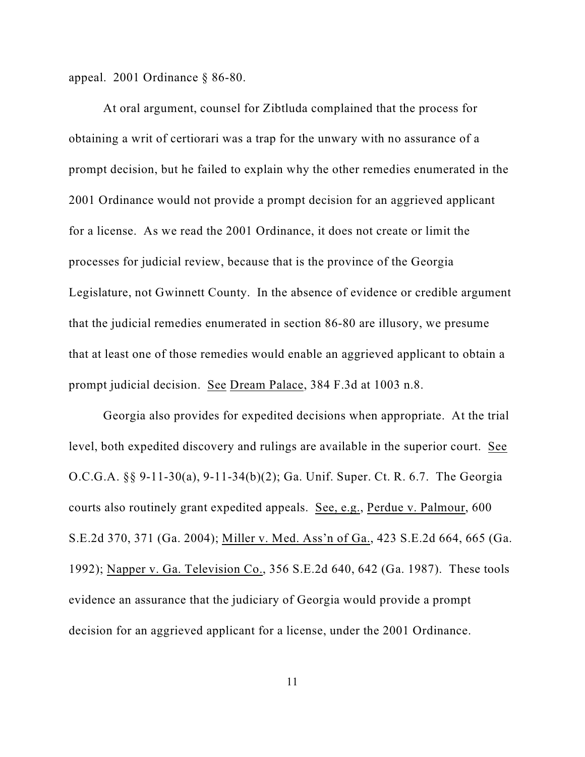appeal. 2001 Ordinance § 86-80.

At oral argument, counsel for Zibtluda complained that the process for obtaining a writ of certiorari was a trap for the unwary with no assurance of a prompt decision, but he failed to explain why the other remedies enumerated in the 2001 Ordinance would not provide a prompt decision for an aggrieved applicant for a license. As we read the 2001 Ordinance, it does not create or limit the processes for judicial review, because that is the province of the Georgia Legislature, not Gwinnett County. In the absence of evidence or credible argument that the judicial remedies enumerated in section 86-80 are illusory, we presume that at least one of those remedies would enable an aggrieved applicant to obtain a prompt judicial decision. See Dream Palace, 384 F.3d at 1003 n.8.

Georgia also provides for expedited decisions when appropriate. At the trial level, both expedited discovery and rulings are available in the superior court. See O.C.G.A. §§ 9-11-30(a), 9-11-34(b)(2); Ga. Unif. Super. Ct. R. 6.7. The Georgia courts also routinely grant expedited appeals. See, e.g., Perdue v. Palmour, 600 S.E.2d 370, 371 (Ga. 2004); Miller v. Med. Ass'n of Ga., 423 S.E.2d 664, 665 (Ga. 1992); Napper v. Ga. Television Co., 356 S.E.2d 640, 642 (Ga. 1987). These tools evidence an assurance that the judiciary of Georgia would provide a prompt decision for an aggrieved applicant for a license, under the 2001 Ordinance.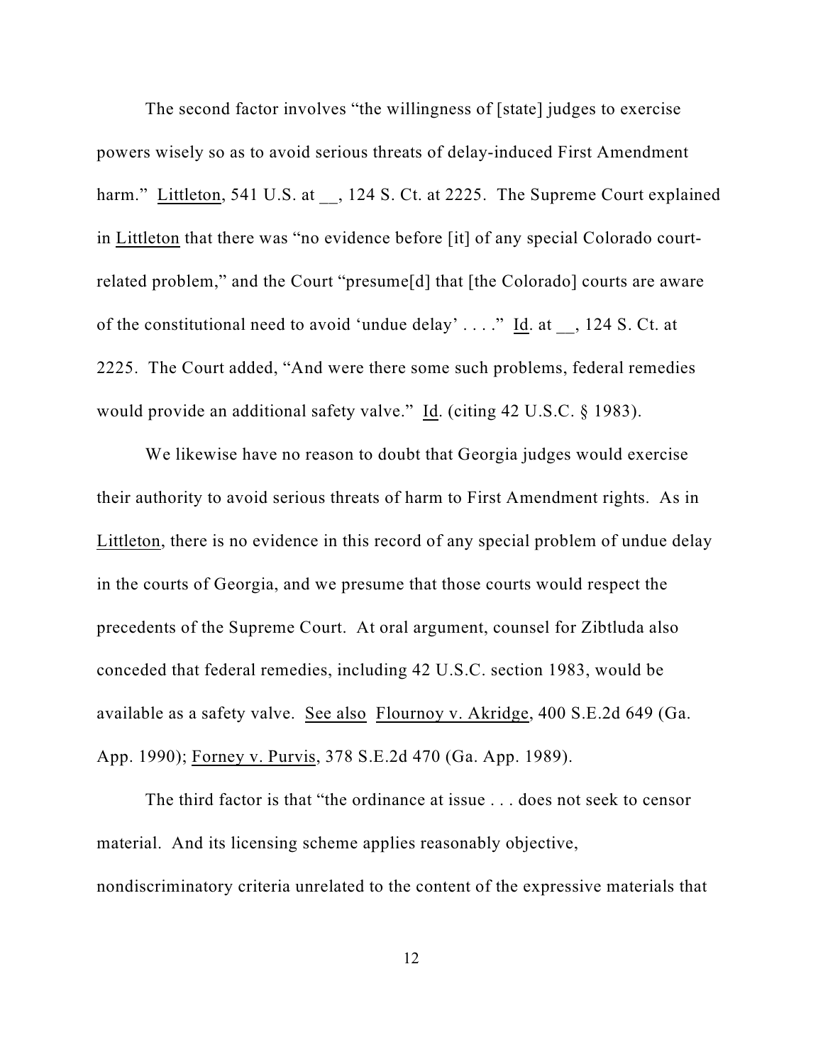The second factor involves "the willingness of [state] judges to exercise powers wisely so as to avoid serious threats of delay-induced First Amendment harm." Littleton, 541 U.S. at __, 124 S. Ct. at 2225. The Supreme Court explained in Littleton that there was "no evidence before [it] of any special Colorado court-related problem," and the Court "presume[d] that [the Colorado] courts are aware of the constitutional need to avoid 'undue delay' . . . ." Id. at __, 124 S. Ct. at 2225. The Court added, "And were there some such problems, federal remedies would provide an additional safety valve." Id. (citing 42 U.S.C. § 1983).

We likewise have no reason to doubt that Georgia judges would exercise their authority to avoid serious threats of harm to First Amendment rights. As in Littleton, there is no evidence in this record of any special problem of undue delay in the courts of Georgia, and we presume that those courts would respect the precedents of the Supreme Court. At oral argument, counsel for Zibtluda also conceded that federal remedies, including 42 U.S.C. section 1983, would be available as a safety valve. See also Flournoy v. Akridge, 400 S.E.2d 649 (Ga. App. 1990); Forney v. Purvis, 378 S.E.2d 470 (Ga. App. 1989).

The third factor is that "the ordinance at issue . . . does not seek to censor material. And its licensing scheme applies reasonably objective, nondiscriminatory criteria unrelated to the content of the expressive materials that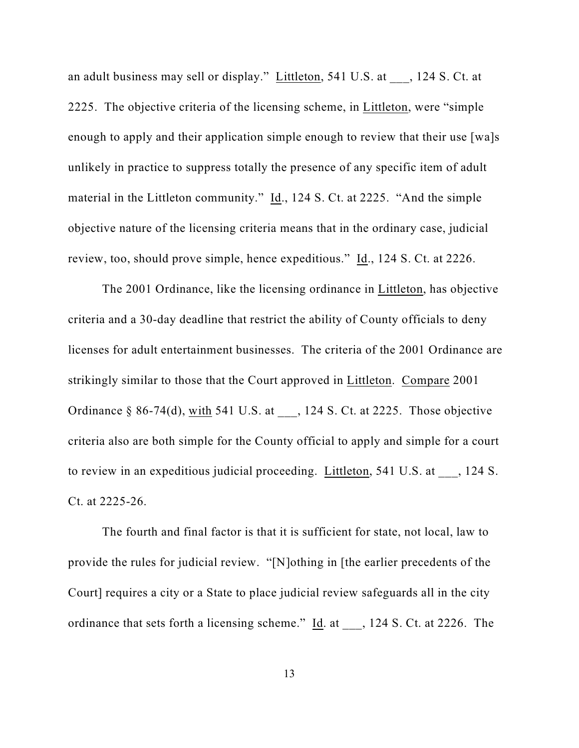an adult business may sell or display." Littleton, 541 U.S. at ___, 124 S. Ct. at 2225. The objective criteria of the licensing scheme, in Littleton, were "simple enough to apply and their application simple enough to review that their use [wa]s unlikely in practice to suppress totally the presence of any specific item of adult material in the Littleton community." Id., 124 S. Ct. at 2225. "And the simple objective nature of the licensing criteria means that in the ordinary case, judicial review, too, should prove simple, hence expeditious." Id., 124 S. Ct. at 2226.

The 2001 Ordinance, like the licensing ordinance in Littleton, has objective criteria and a 30-day deadline that restrict the ability of County officials to deny licenses for adult entertainment businesses. The criteria of the 2001 Ordinance are strikingly similar to those that the Court approved in Littleton. Compare 2001 Ordinance § 86-74(d), with 541 U.S. at ___, 124 S. Ct. at 2225. Those objective criteria also are both simple for the County official to apply and simple for a court to review in an expeditious judicial proceeding. Littleton, 541 U.S. at ___, 124 S. Ct. at 2225-26.

The fourth and final factor is that it is sufficient for state, not local, law to provide the rules for judicial review. "[N]othing in [the earlier precedents of the Court] requires a city or a State to place judicial review safeguards all in the city ordinance that sets forth a licensing scheme." Id. at ___, 124 S. Ct. at 2226. The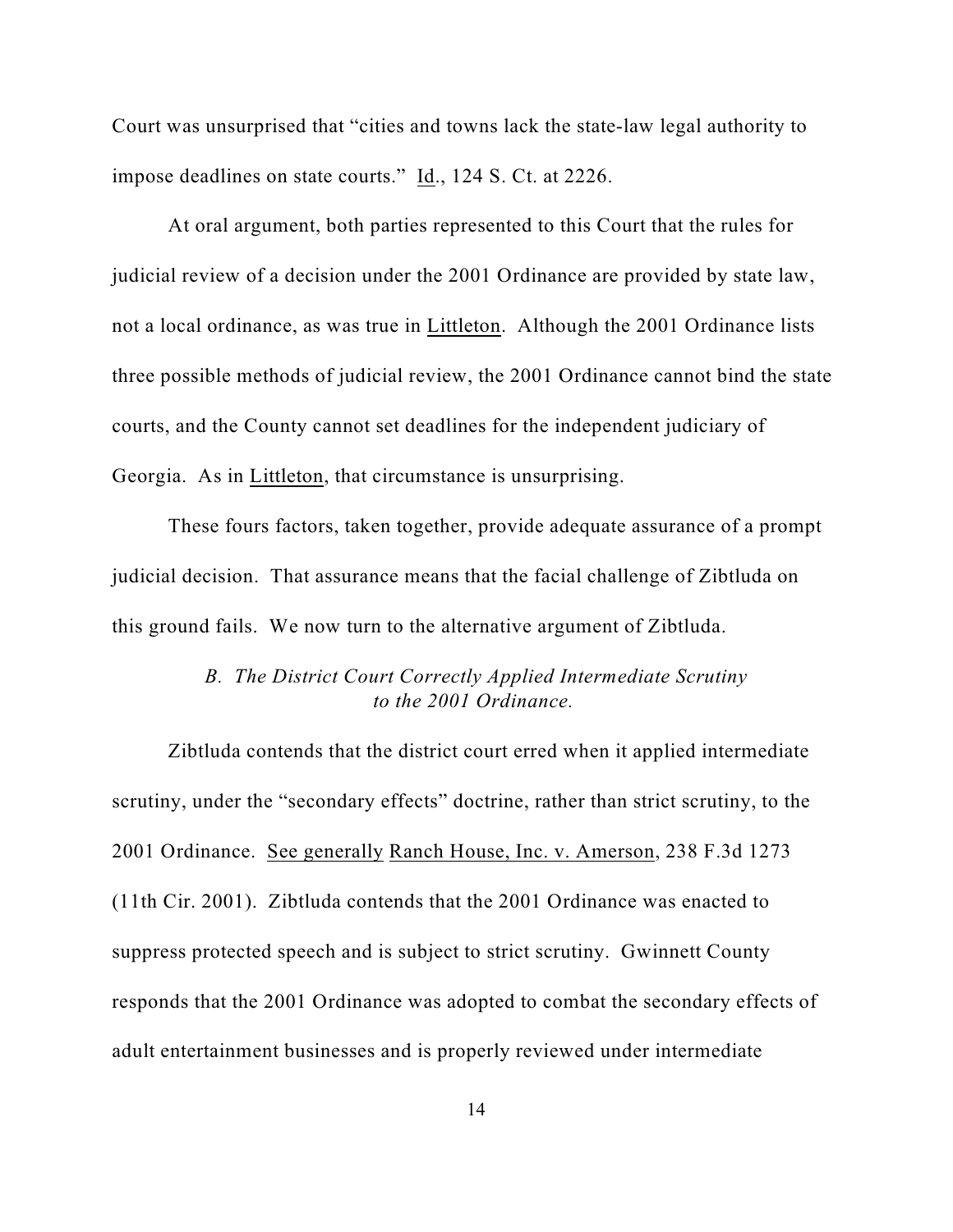Court was unsurprised that "cities and towns lack the state-law legal authority to impose deadlines on state courts." Id., 124 S. Ct. at 2226.

At oral argument, both parties represented to this Court that the rules for judicial review of a decision under the 2001 Ordinance are provided by state law, not a local ordinance, as was true in Littleton. Although the 2001 Ordinance lists three possible methods of judicial review, the 2001 Ordinance cannot bind the state courts, and the County cannot set deadlines for the independent judiciary of Georgia. As in Littleton, that circumstance is unsurprising.

These fours factors, taken together, provide adequate assurance of a prompt judicial decision. That assurance means that the facial challenge of Zibtluda on this ground fails. We now turn to the alternative argument of Zibtluda.

### *B. The District Court Correctly Applied Intermediate Scrutiny to the 2001 Ordinance.*

Zibtluda contends that the district court erred when it applied intermediate scrutiny, under the "secondary effects" doctrine, rather than strict scrutiny, to the 2001 Ordinance. See generally Ranch House, Inc. v. Amerson, 238 F.3d 1273 (11th Cir. 2001). Zibtluda contends that the 2001 Ordinance was enacted to suppress protected speech and is subject to strict scrutiny. Gwinnett County responds that the 2001 Ordinance was adopted to combat the secondary effects of adult entertainment businesses and is properly reviewed under intermediate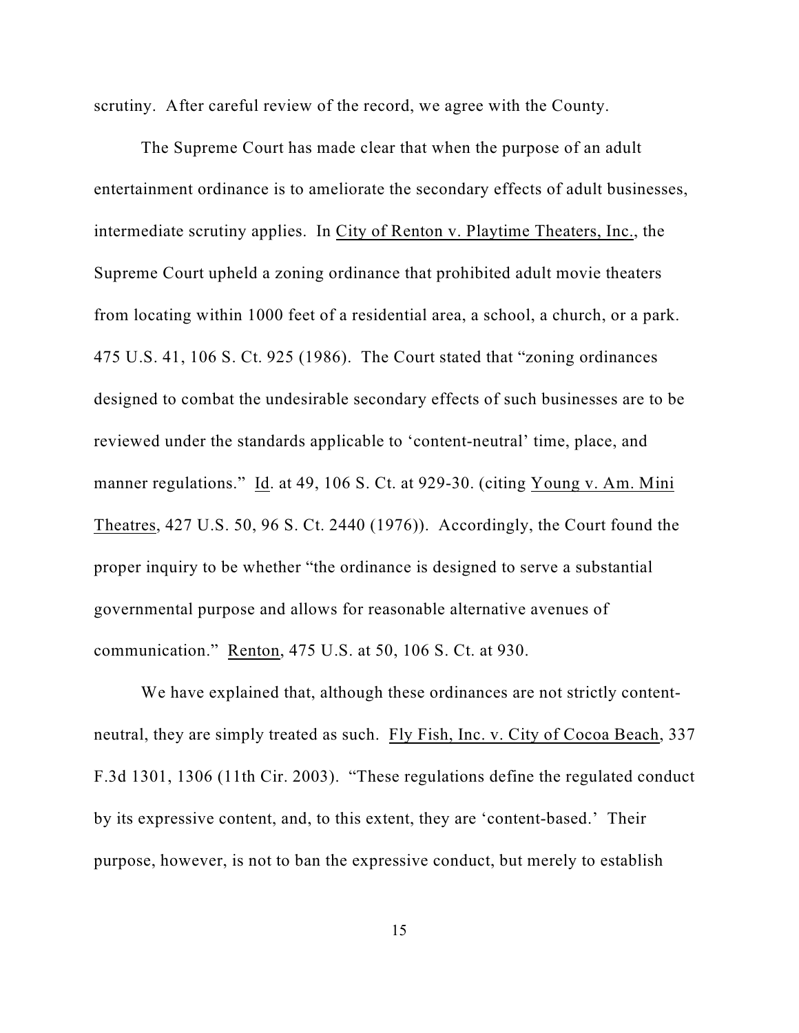scrutiny. After careful review of the record, we agree with the County.

The Supreme Court has made clear that when the purpose of an adult entertainment ordinance is to ameliorate the secondary effects of adult businesses, intermediate scrutiny applies. In City of Renton v. Playtime Theaters, Inc., the Supreme Court upheld a zoning ordinance that prohibited adult movie theaters from locating within 1000 feet of a residential area, a school, a church, or a park. 475 U.S. 41, 106 S. Ct. 925 (1986). The Court stated that "zoning ordinances designed to combat the undesirable secondary effects of such businesses are to be reviewed under the standards applicable to 'content-neutral' time, place, and manner regulations." Id. at 49, 106 S. Ct. at 929-30. (citing Young v. Am. Mini Theatres, 427 U.S. 50, 96 S. Ct. 2440 (1976)). Accordingly, the Court found the proper inquiry to be whether "the ordinance is designed to serve a substantial governmental purpose and allows for reasonable alternative avenues of communication." Renton, 475 U.S. at 50, 106 S. Ct. at 930.

We have explained that, although these ordinances are not strictly content-neutral, they are simply treated as such. Fly Fish, Inc. v. City of Cocoa Beach, 337 F.3d 1301, 1306 (11th Cir. 2003). "These regulations define the regulated conduct by its expressive content, and, to this extent, they are 'content-based.' Their purpose, however, is not to ban the expressive conduct, but merely to establish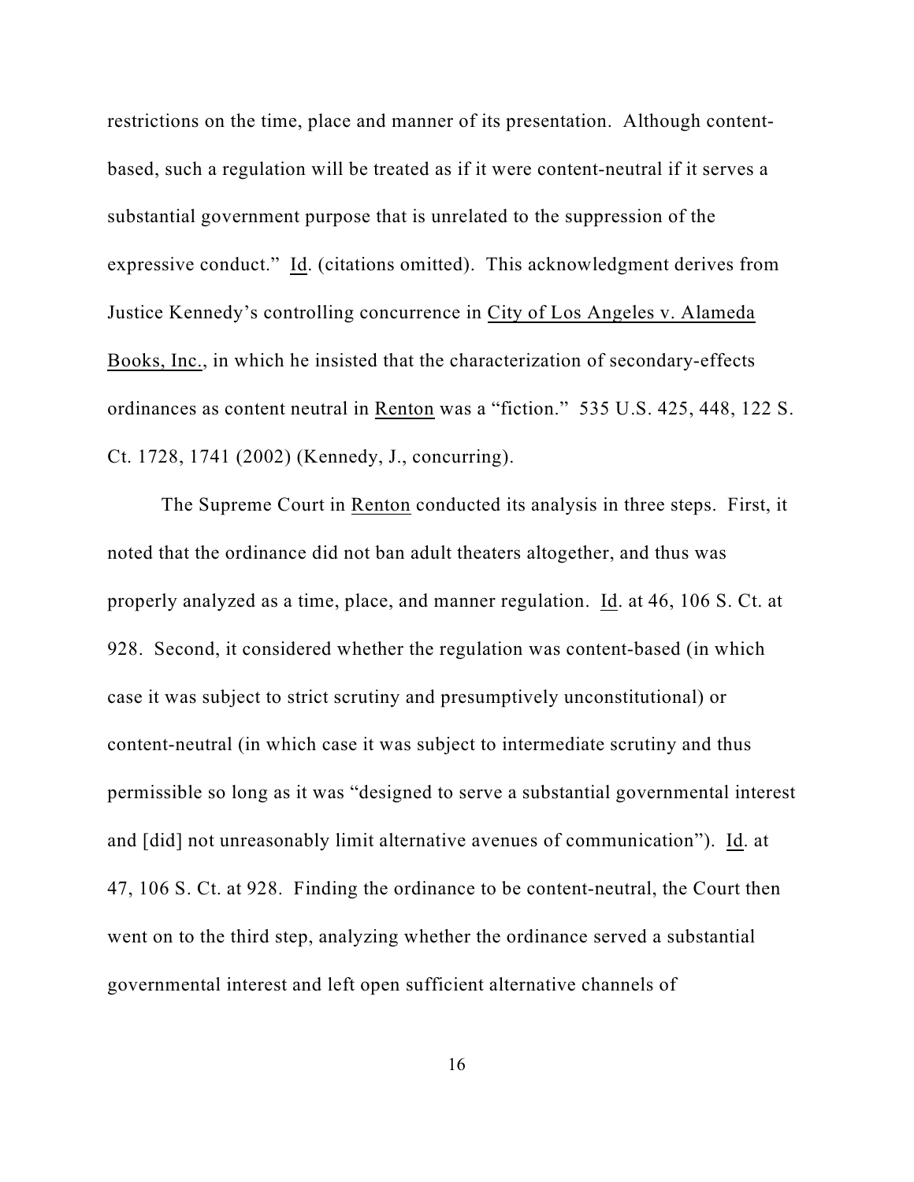restrictions on the time, place and manner of its presentation. Although content-based, such a regulation will be treated as if it were content-neutral if it serves a substantial government purpose that is unrelated to the suppression of the expressive conduct." Id. (citations omitted). This acknowledgment derives from Justice Kennedy's controlling concurrence in City of Los Angeles v. Alameda Books, Inc., in which he insisted that the characterization of secondary-effects ordinances as content neutral in Renton was a "fiction." 535 U.S. 425, 448, 122 S. Ct. 1728, 1741 (2002) (Kennedy, J., concurring).

The Supreme Court in Renton conducted its analysis in three steps. First, it noted that the ordinance did not ban adult theaters altogether, and thus was properly analyzed as a time, place, and manner regulation. Id. at 46, 106 S. Ct. at 928. Second, it considered whether the regulation was content-based (in which case it was subject to strict scrutiny and presumptively unconstitutional) or content-neutral (in which case it was subject to intermediate scrutiny and thus permissible so long as it was "designed to serve a substantial governmental interest and [did] not unreasonably limit alternative avenues of communication"). Id. at 47, 106 S. Ct. at 928. Finding the ordinance to be content-neutral, the Court then went on to the third step, analyzing whether the ordinance served a substantial governmental interest and left open sufficient alternative channels of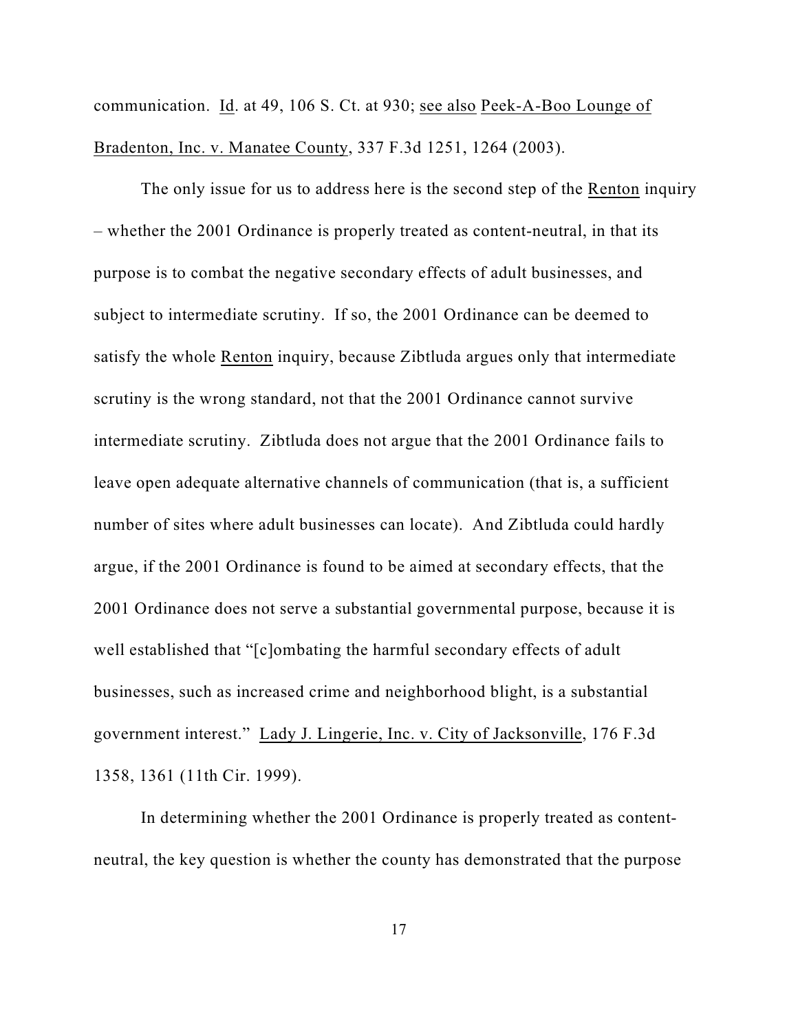communication. Id. at 49, 106 S. Ct. at 930; see also Peek-A-Boo Lounge of Bradenton, Inc. v. Manatee County, 337 F.3d 1251, 1264 (2003).

The only issue for us to address here is the second step of the Renton inquiry – whether the 2001 Ordinance is properly treated as content-neutral, in that its purpose is to combat the negative secondary effects of adult businesses, and subject to intermediate scrutiny. If so, the 2001 Ordinance can be deemed to satisfy the whole Renton inquiry, because Zibtluda argues only that intermediate scrutiny is the wrong standard, not that the 2001 Ordinance cannot survive intermediate scrutiny. Zibtluda does not argue that the 2001 Ordinance fails to leave open adequate alternative channels of communication (that is, a sufficient number of sites where adult businesses can locate). And Zibtluda could hardly argue, if the 2001 Ordinance is found to be aimed at secondary effects, that the 2001 Ordinance does not serve a substantial governmental purpose, because it is well established that "[c]ombating the harmful secondary effects of adult businesses, such as increased crime and neighborhood blight, is a substantial government interest." Lady J. Lingerie, Inc. v. City of Jacksonville, 176 F.3d 1358, 1361 (11th Cir. 1999).

In determining whether the 2001 Ordinance is properly treated as content-neutral, the key question is whether the county has demonstrated that the purpose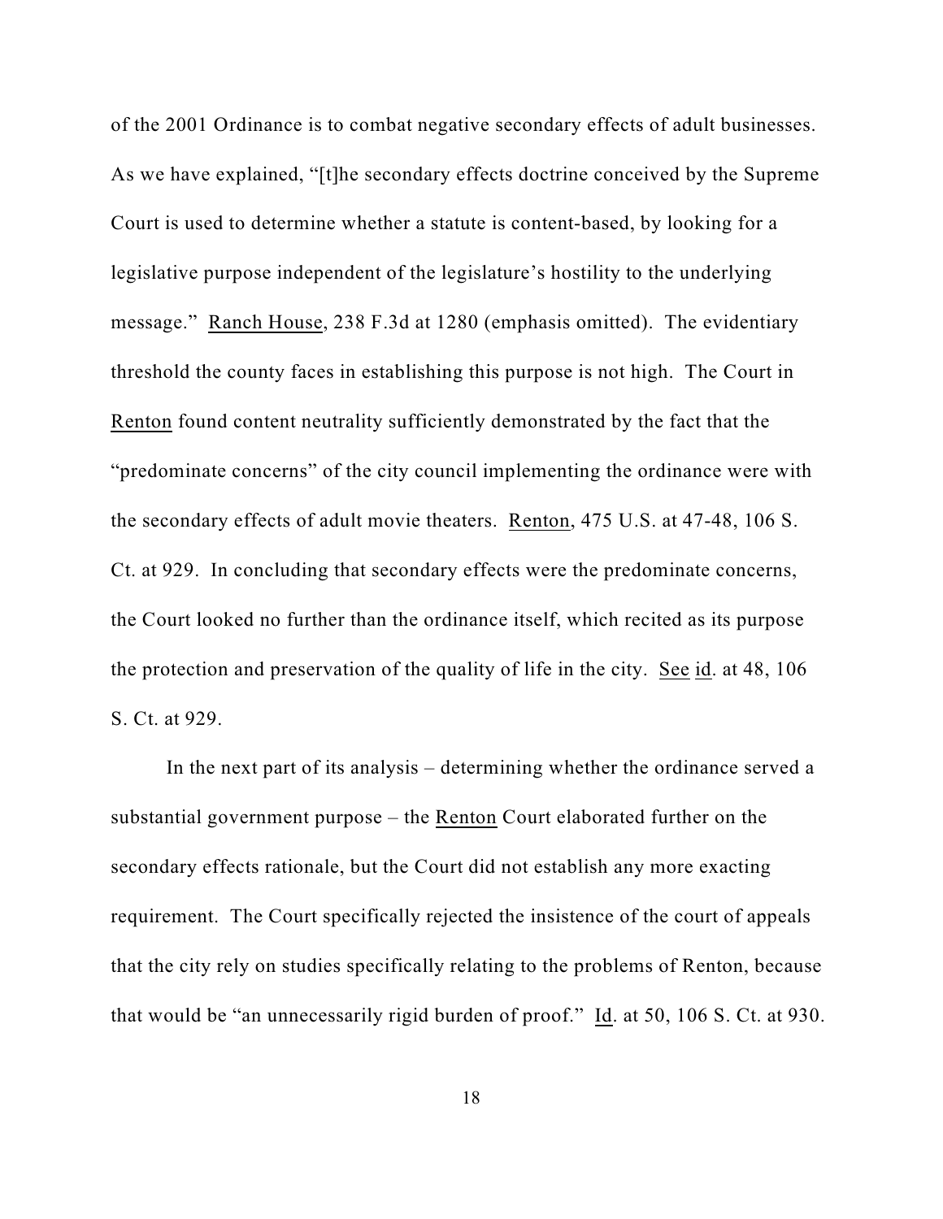of the 2001 Ordinance is to combat negative secondary effects of adult businesses. As we have explained, "[t]he secondary effects doctrine conceived by the Supreme Court is used to determine whether a statute is content-based, by looking for a legislative purpose independent of the legislature's hostility to the underlying message." Ranch House, 238 F.3d at 1280 (emphasis omitted). The evidentiary threshold the county faces in establishing this purpose is not high. The Court in Renton found content neutrality sufficiently demonstrated by the fact that the "predominate concerns" of the city council implementing the ordinance were with the secondary effects of adult movie theaters. Renton, 475 U.S. at 47-48, 106 S. Ct. at 929. In concluding that secondary effects were the predominate concerns, the Court looked no further than the ordinance itself, which recited as its purpose the protection and preservation of the quality of life in the city. See id. at 48, 106 S. Ct. at 929.

In the next part of its analysis – determining whether the ordinance served a substantial government purpose – the Renton Court elaborated further on the secondary effects rationale, but the Court did not establish any more exacting requirement. The Court specifically rejected the insistence of the court of appeals that the city rely on studies specifically relating to the problems of Renton, because that would be "an unnecessarily rigid burden of proof." Id. at 50, 106 S. Ct. at 930.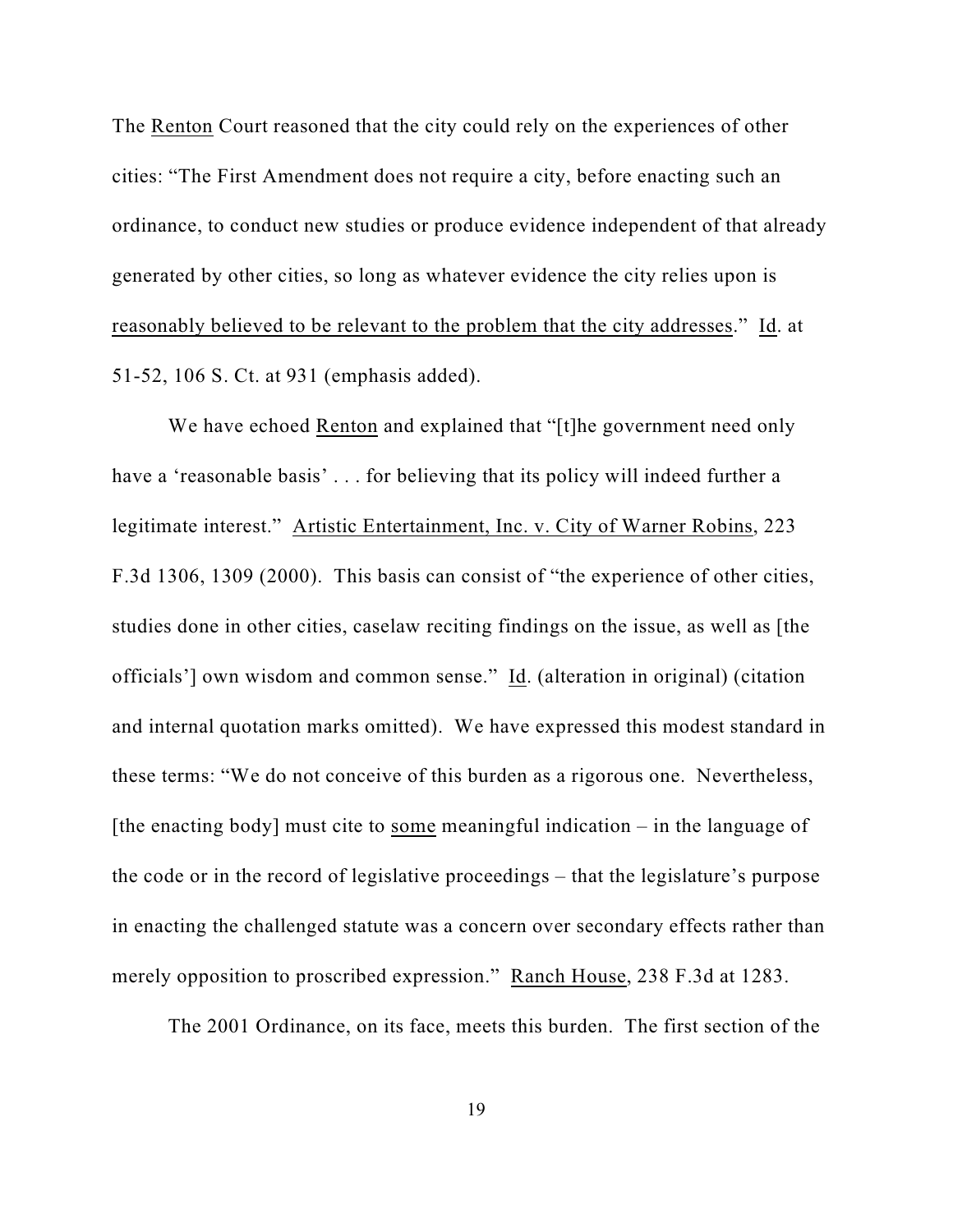The Renton Court reasoned that the city could rely on the experiences of other cities: "The First Amendment does not require a city, before enacting such an ordinance, to conduct new studies or produce evidence independent of that already generated by other cities, so long as whatever evidence the city relies upon is reasonably believed to be relevant to the problem that the city addresses." Id. at 51-52, 106 S. Ct. at 931 (emphasis added).

We have echoed Renton and explained that "[t]he government need only have a 'reasonable basis' . . . for believing that its policy will indeed further a legitimate interest." Artistic Entertainment, Inc. v. City of Warner Robins, 223 F.3d 1306, 1309 (2000). This basis can consist of "the experience of other cities, studies done in other cities, caselaw reciting findings on the issue, as well as [the officials'] own wisdom and common sense." Id. (alteration in original) (citation and internal quotation marks omitted). We have expressed this modest standard in these terms: "We do not conceive of this burden as a rigorous one. Nevertheless, [the enacting body] must cite to some meaningful indication – in the language of the code or in the record of legislative proceedings – that the legislature's purpose in enacting the challenged statute was a concern over secondary effects rather than merely opposition to proscribed expression." Ranch House, 238 F.3d at 1283.

The 2001 Ordinance, on its face, meets this burden. The first section of the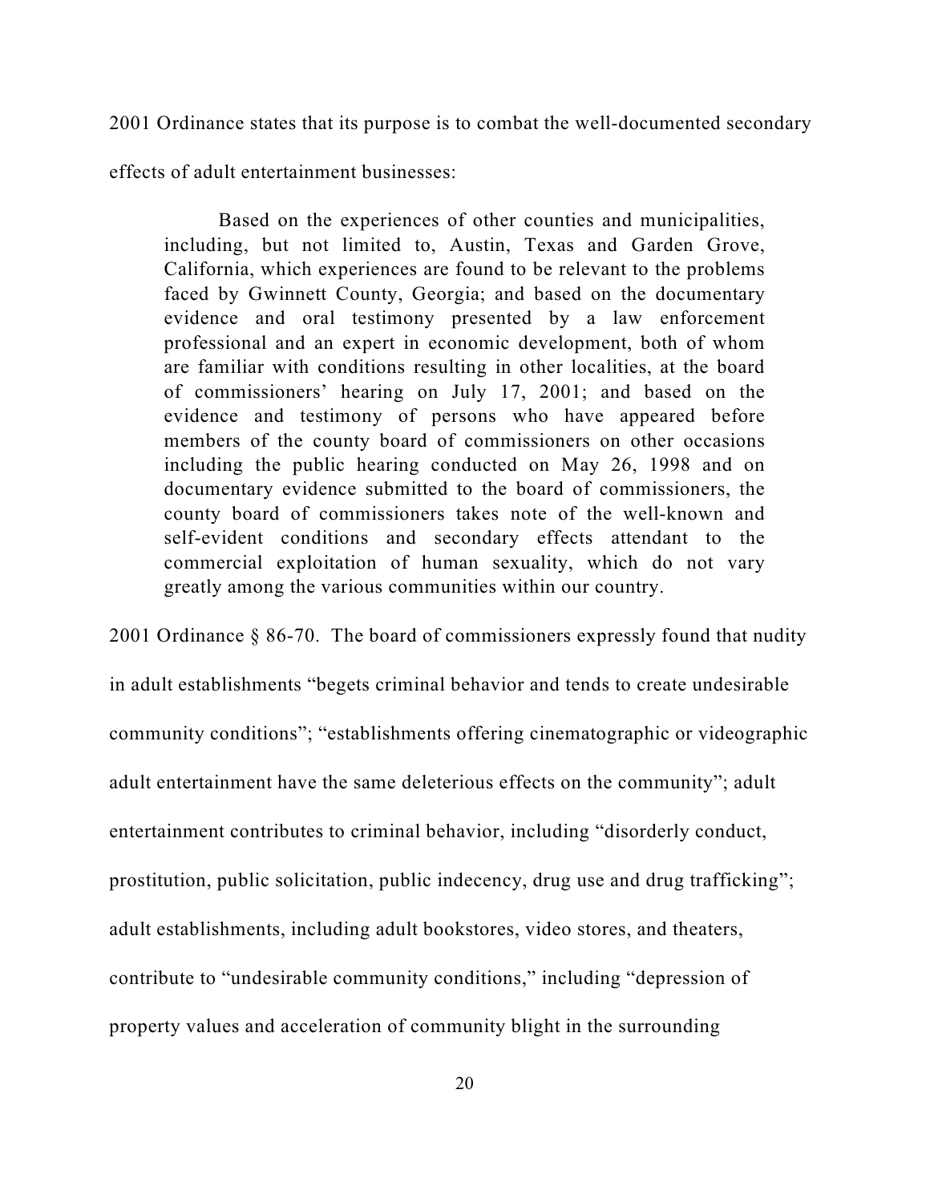2001 Ordinance states that its purpose is to combat the well-documented secondary effects of adult entertainment businesses:

> Based on the experiences of other counties and municipalities, including, but not limited to, Austin, Texas and Garden Grove, California, which experiences are found to be relevant to the problems faced by Gwinnett County, Georgia; and based on the documentary evidence and oral testimony presented by a law enforcement professional and an expert in economic development, both of whom are familiar with conditions resulting in other localities, at the board of commissioners' hearing on July 17, 2001; and based on the evidence and testimony of persons who have appeared before members of the county board of commissioners on other occasions including the public hearing conducted on May 26, 1998 and on documentary evidence submitted to the board of commissioners, the county board of commissioners takes note of the well-known and self-evident conditions and secondary effects attendant to the commercial exploitation of human sexuality, which do not vary greatly among the various communities within our country.

2001 Ordinance § 86-70. The board of commissioners expressly found that nudity in adult establishments "begets criminal behavior and tends to create undesirable community conditions"; "establishments offering cinematographic or videographic adult entertainment have the same deleterious effects on the community"; adult entertainment contributes to criminal behavior, including "disorderly conduct, prostitution, public solicitation, public indecency, drug use and drug trafficking"; adult establishments, including adult bookstores, video stores, and theaters, contribute to "undesirable community conditions," including "depression of property values and acceleration of community blight in the surrounding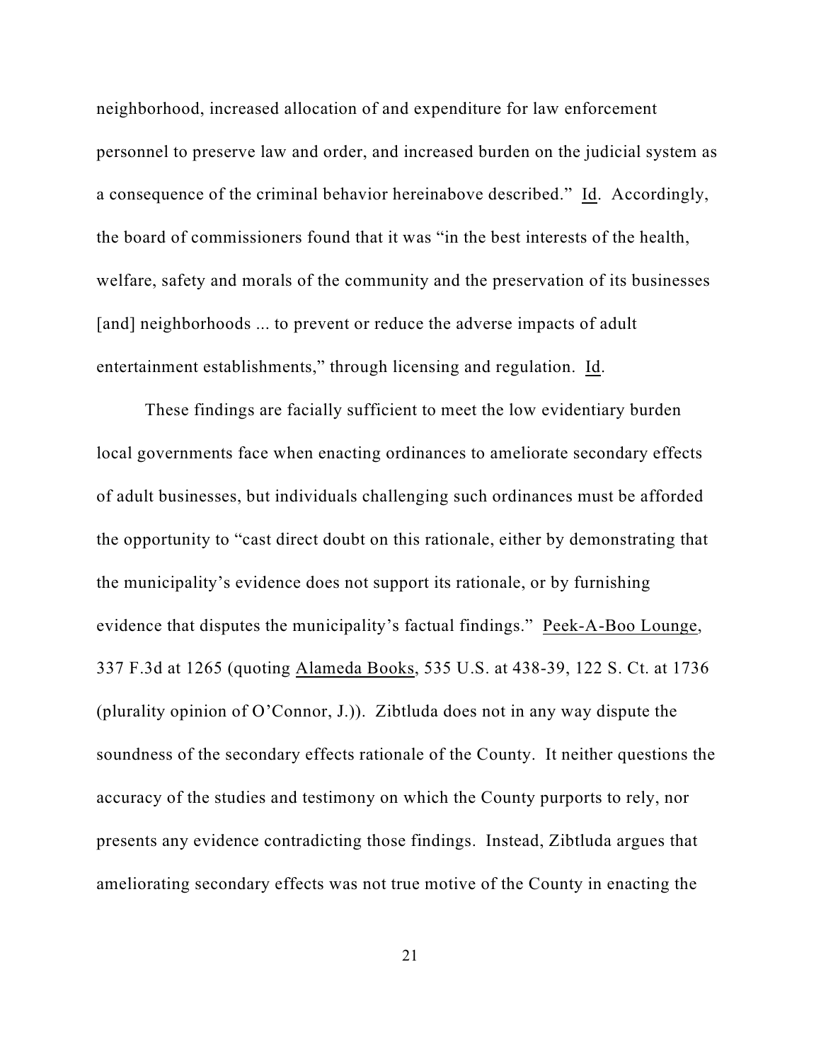neighborhood, increased allocation of and expenditure for law enforcement personnel to preserve law and order, and increased burden on the judicial system as a consequence of the criminal behavior hereinabove described." Id. Accordingly, the board of commissioners found that it was "in the best interests of the health, welfare, safety and morals of the community and the preservation of its businesses [and] neighborhoods ... to prevent or reduce the adverse impacts of adult entertainment establishments," through licensing and regulation. Id.

These findings are facially sufficient to meet the low evidentiary burden local governments face when enacting ordinances to ameliorate secondary effects of adult businesses, but individuals challenging such ordinances must be afforded the opportunity to "cast direct doubt on this rationale, either by demonstrating that the municipality's evidence does not support its rationale, or by furnishing evidence that disputes the municipality's factual findings." Peek-A-Boo Lounge, 337 F.3d at 1265 (quoting Alameda Books, 535 U.S. at 438-39, 122 S. Ct. at 1736 (plurality opinion of O'Connor, J.)). Zibtluda does not in any way dispute the soundness of the secondary effects rationale of the County. It neither questions the accuracy of the studies and testimony on which the County purports to rely, nor presents any evidence contradicting those findings. Instead, Zibtluda argues that ameliorating secondary effects was not true motive of the County in enacting the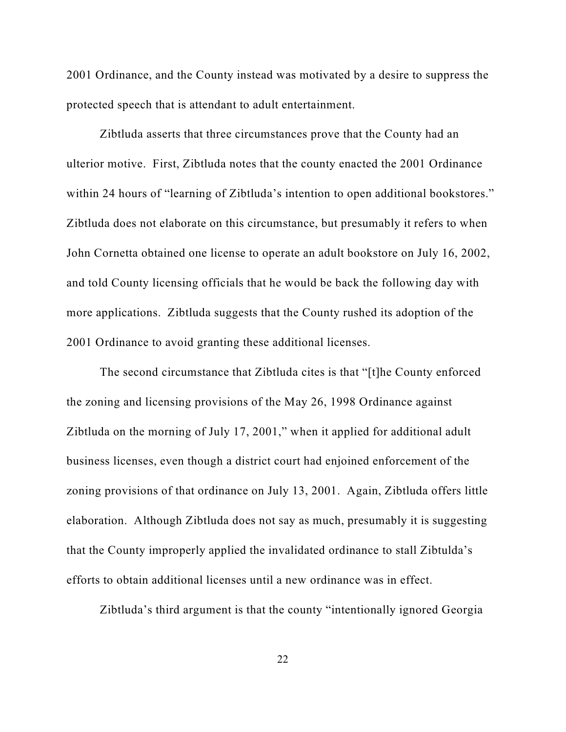2001 Ordinance, and the County instead was motivated by a desire to suppress the protected speech that is attendant to adult entertainment.

Zibtluda asserts that three circumstances prove that the County had an ulterior motive. First, Zibtluda notes that the county enacted the 2001 Ordinance within 24 hours of "learning of Zibtluda's intention to open additional bookstores." Zibtluda does not elaborate on this circumstance, but presumably it refers to when John Cornetta obtained one license to operate an adult bookstore on July 16, 2002, and told County licensing officials that he would be back the following day with more applications. Zibtluda suggests that the County rushed its adoption of the 2001 Ordinance to avoid granting these additional licenses.

The second circumstance that Zibtluda cites is that "[t]he County enforced the zoning and licensing provisions of the May 26, 1998 Ordinance against Zibtluda on the morning of July 17, 2001," when it applied for additional adult business licenses, even though a district court had enjoined enforcement of the zoning provisions of that ordinance on July 13, 2001. Again, Zibtluda offers little elaboration. Although Zibtluda does not say as much, presumably it is suggesting that the County improperly applied the invalidated ordinance to stall Zibtulda's efforts to obtain additional licenses until a new ordinance was in effect.

Zibtluda's third argument is that the county "intentionally ignored Georgia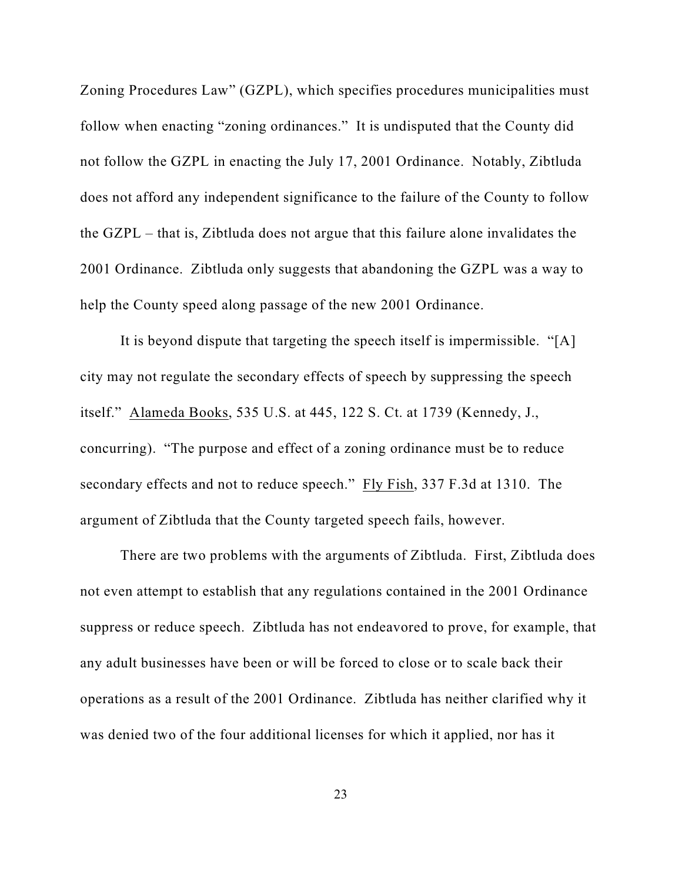Zoning Procedures Law" (GZPL), which specifies procedures municipalities must follow when enacting "zoning ordinances." It is undisputed that the County did not follow the GZPL in enacting the July 17, 2001 Ordinance. Notably, Zibtluda does not afford any independent significance to the failure of the County to follow the GZPL – that is, Zibtluda does not argue that this failure alone invalidates the 2001 Ordinance. Zibtluda only suggests that abandoning the GZPL was a way to help the County speed along passage of the new 2001 Ordinance.

It is beyond dispute that targeting the speech itself is impermissible. "[A] city may not regulate the secondary effects of speech by suppressing the speech itself." Alameda Books, 535 U.S. at 445, 122 S. Ct. at 1739 (Kennedy, J., concurring). "The purpose and effect of a zoning ordinance must be to reduce secondary effects and not to reduce speech." Fly Fish, 337 F.3d at 1310. The argument of Zibtluda that the County targeted speech fails, however.

There are two problems with the arguments of Zibtluda. First, Zibtluda does not even attempt to establish that any regulations contained in the 2001 Ordinance suppress or reduce speech. Zibtluda has not endeavored to prove, for example, that any adult businesses have been or will be forced to close or to scale back their operations as a result of the 2001 Ordinance. Zibtluda has neither clarified why it was denied two of the four additional licenses for which it applied, nor has it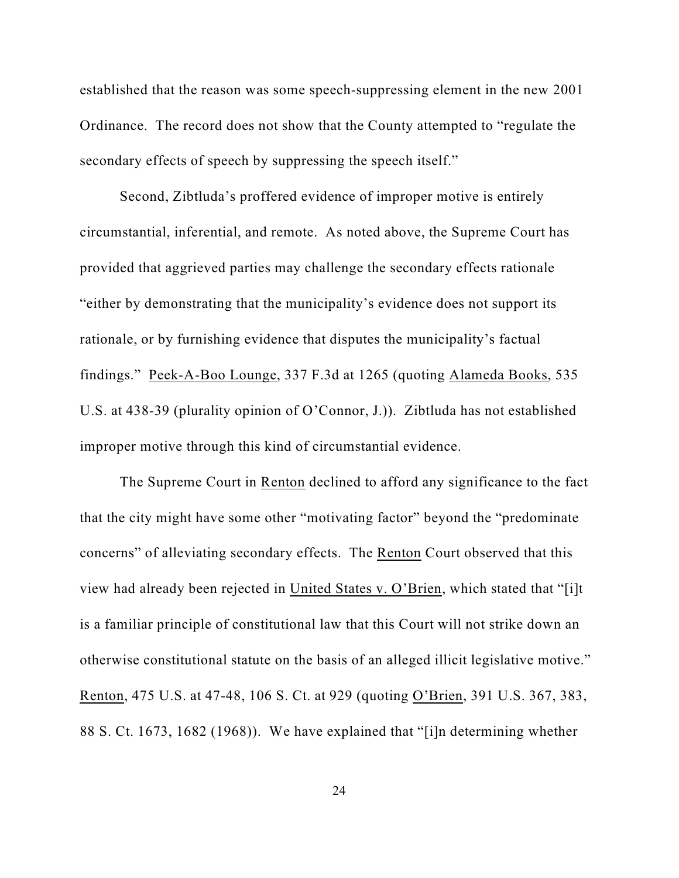established that the reason was some speech-suppressing element in the new 2001 Ordinance. The record does not show that the County attempted to "regulate the secondary effects of speech by suppressing the speech itself."

Second, Zibtluda's proffered evidence of improper motive is entirely circumstantial, inferential, and remote. As noted above, the Supreme Court has provided that aggrieved parties may challenge the secondary effects rationale "either by demonstrating that the municipality's evidence does not support its rationale, or by furnishing evidence that disputes the municipality's factual findings." Peek-A-Boo Lounge, 337 F.3d at 1265 (quoting Alameda Books, 535 U.S. at 438-39 (plurality opinion of O'Connor, J.)). Zibtluda has not established improper motive through this kind of circumstantial evidence.

The Supreme Court in Renton declined to afford any significance to the fact that the city might have some other "motivating factor" beyond the "predominate concerns" of alleviating secondary effects. The Renton Court observed that this view had already been rejected in United States v. O'Brien, which stated that "[i]t is a familiar principle of constitutional law that this Court will not strike down an otherwise constitutional statute on the basis of an alleged illicit legislative motive." Renton, 475 U.S. at 47-48, 106 S. Ct. at 929 (quoting O'Brien, 391 U.S. 367, 383, 88 S. Ct. 1673, 1682 (1968)). We have explained that "[i]n determining whether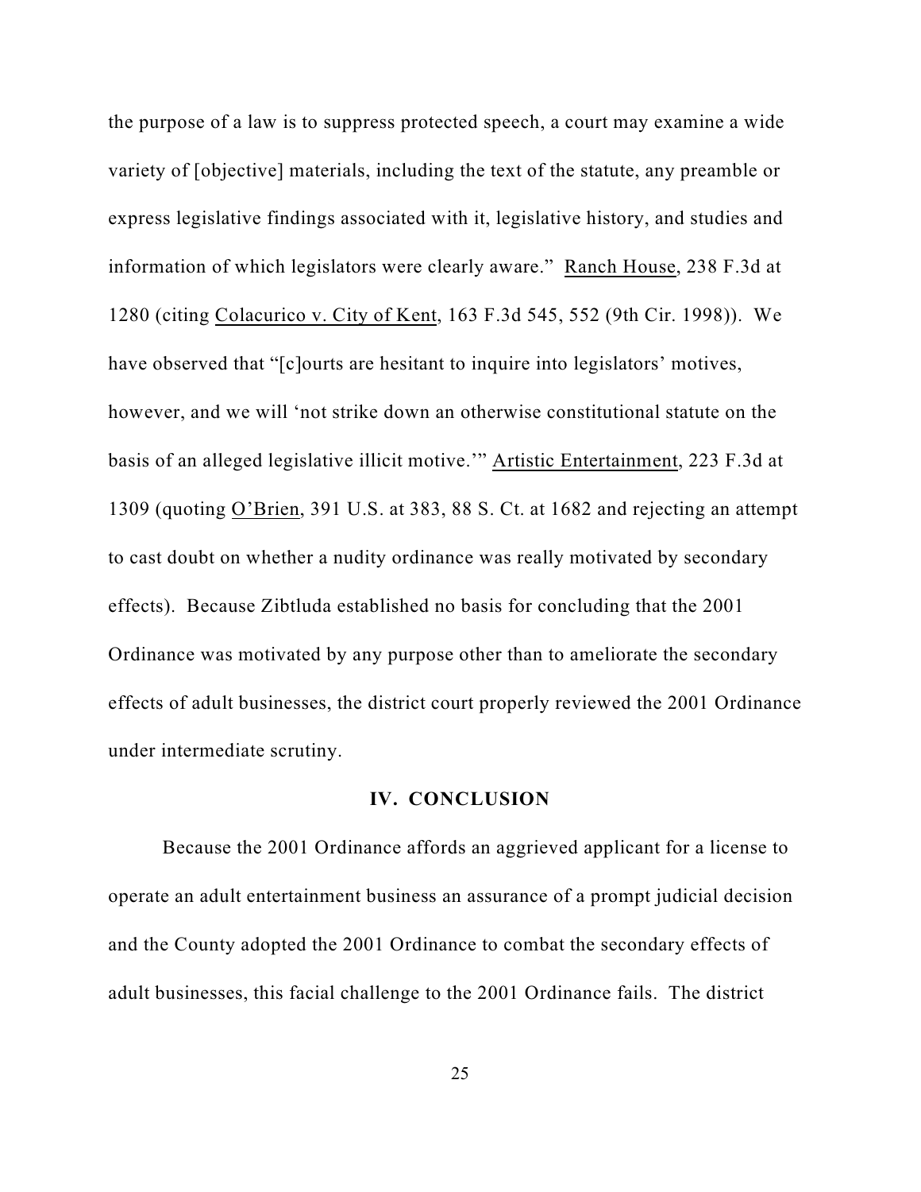the purpose of a law is to suppress protected speech, a court may examine a wide variety of [objective] materials, including the text of the statute, any preamble or express legislative findings associated with it, legislative history, and studies and information of which legislators were clearly aware." Ranch House, 238 F.3d at 1280 (citing Colacurico v. City of Kent, 163 F.3d 545, 552 (9th Cir. 1998)). We have observed that "[c]ourts are hesitant to inquire into legislators' motives, however, and we will 'not strike down an otherwise constitutional statute on the basis of an alleged legislative illicit motive.'" Artistic Entertainment, 223 F.3d at 1309 (quoting O'Brien, 391 U.S. at 383, 88 S. Ct. at 1682 and rejecting an attempt to cast doubt on whether a nudity ordinance was really motivated by secondary effects). Because Zibtluda established no basis for concluding that the 2001 Ordinance was motivated by any purpose other than to ameliorate the secondary effects of adult businesses, the district court properly reviewed the 2001 Ordinance under intermediate scrutiny.

## IV. CONCLUSION

Because the 2001 Ordinance affords an aggrieved applicant for a license to operate an adult entertainment business an assurance of a prompt judicial decision and the County adopted the 2001 Ordinance to combat the secondary effects of adult businesses, this facial challenge to the 2001 Ordinance fails. The district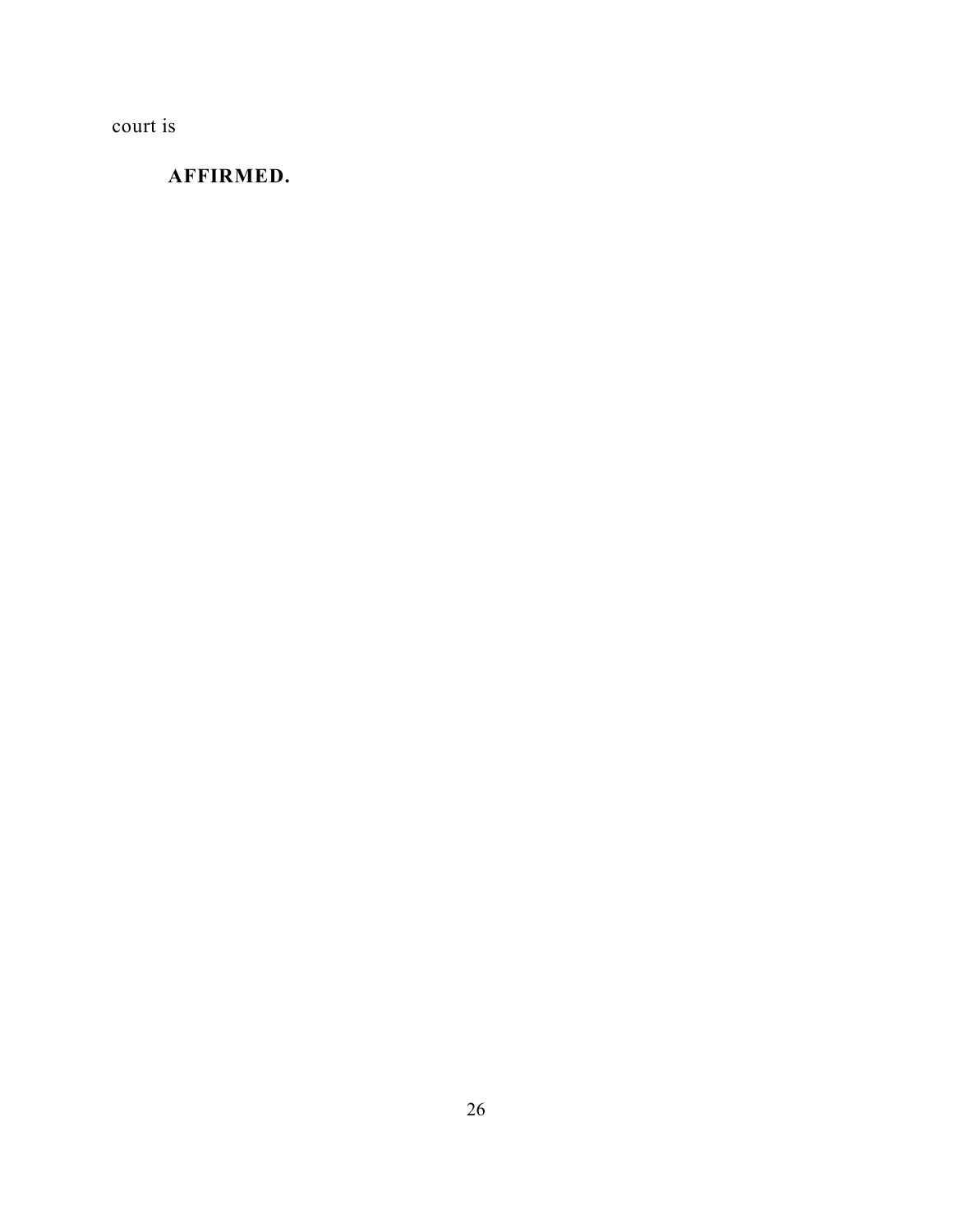court is

**AFFIRMED.**